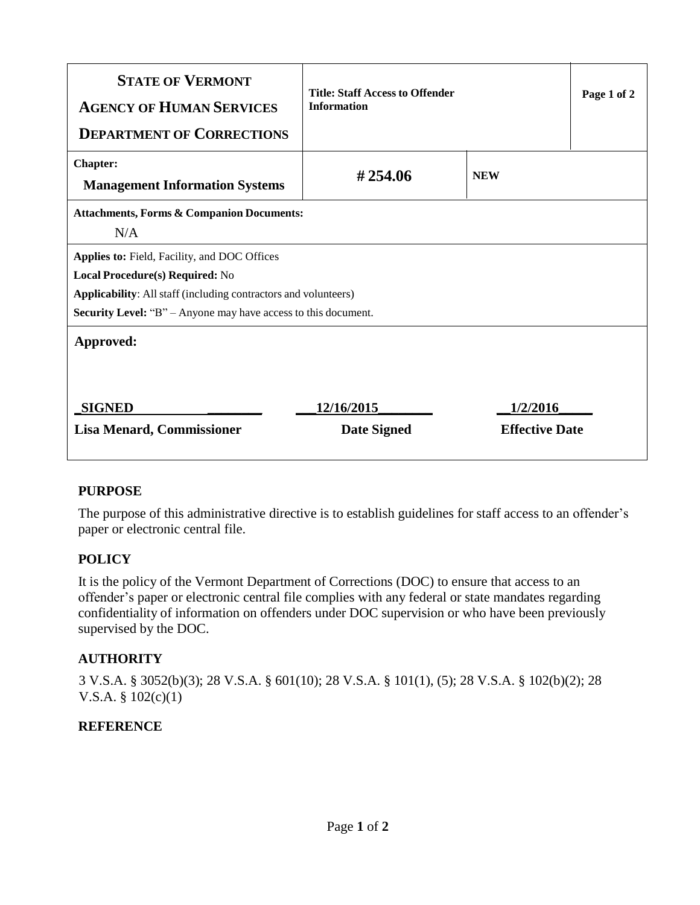| **STATE OF VERMONT**<br>**AGENCY OF HUMAN SERVICES**<br>**DEPARTMENT OF CORRECTIONS** | **Title: Staff Access to Offender Information** | | **Page 1 of 2** |
|---|---|---|---|
| **Chapter:**<br>**Management Information Systems** | **# 254.06** | **NEW** | |
| **Attachments, Forms & Companion Documents:**<br>N/A | | | |
| **Applies to:** Field, Facility, and DOC Offices<br>**Local Procedure(s) Required:** No<br>**Applicability**: All staff (including contractors and volunteers)<br>**Security Level:** "B" – Anyone may have access to this document. | | | |
| **Approved:**<br><br>**SIGNED**<br>**Lisa Menard, Commissioner** | **12/16/2015**<br>**Date Signed** | **1/2/2016**<br>**Effective Date** | |

## PURPOSE

The purpose of this administrative directive is to establish guidelines for staff access to an offender's paper or electronic central file.

## POLICY

It is the policy of the Vermont Department of Corrections (DOC) to ensure that access to an offender's paper or electronic central file complies with any federal or state mandates regarding confidentiality of information on offenders under DOC supervision or who have been previously supervised by the DOC.

## AUTHORITY

3 V.S.A. § 3052(b)(3); 28 V.S.A. § 601(10); 28 V.S.A. § 101(1), (5); 28 V.S.A. § 102(b)(2); 28 V.S.A. § 102(c)(1)

## REFERENCE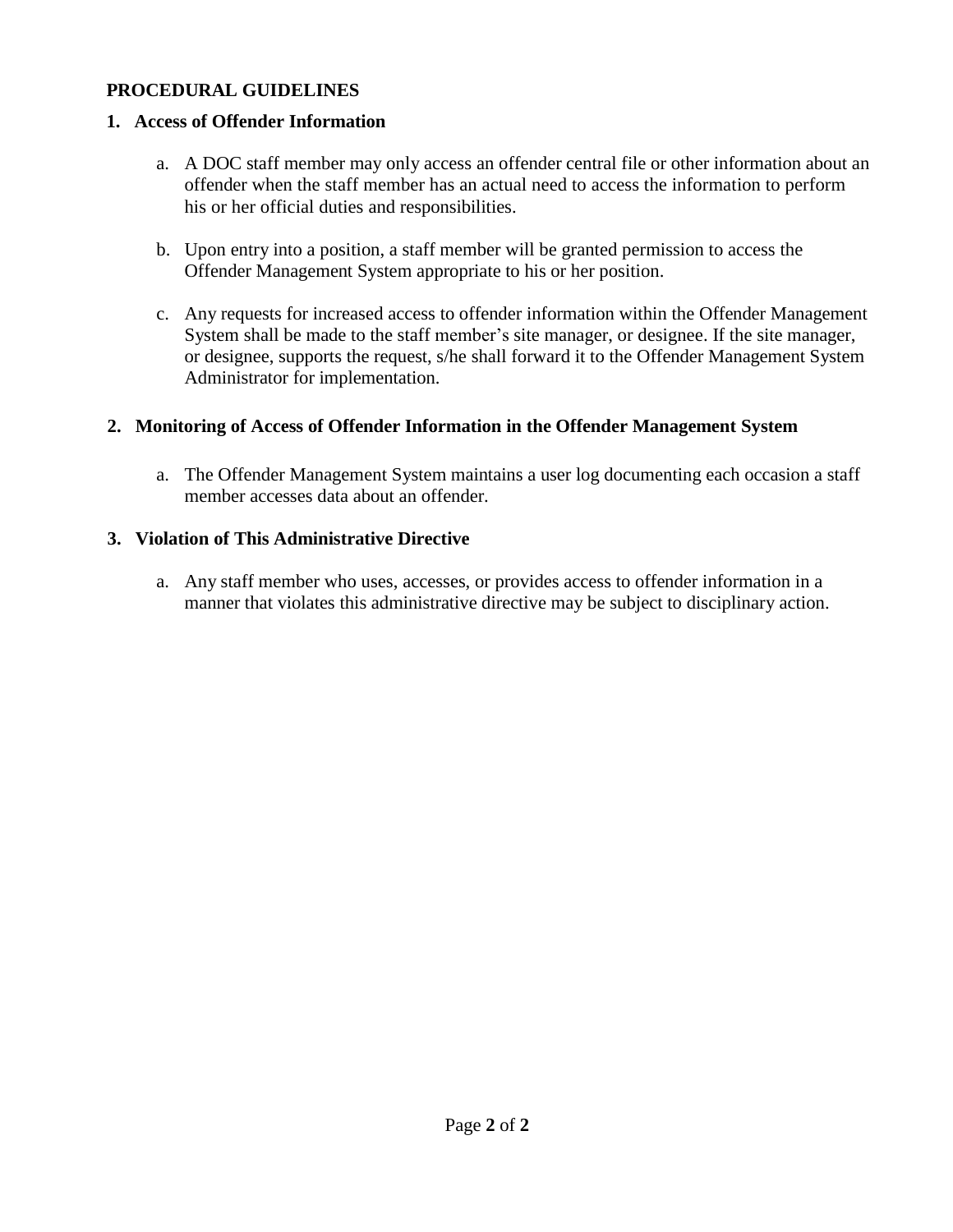## PROCEDURAL GUIDELINES

### 1. Access of Offender Information

a. A DOC staff member may only access an offender central file or other information about an offender when the staff member has an actual need to access the information to perform his or her official duties and responsibilities.

b. Upon entry into a position, a staff member will be granted permission to access the Offender Management System appropriate to his or her position.

c. Any requests for increased access to offender information within the Offender Management System shall be made to the staff member's site manager, or designee. If the site manager, or designee, supports the request, s/he shall forward it to the Offender Management System Administrator for implementation.

### 2. Monitoring of Access of Offender Information in the Offender Management System

a. The Offender Management System maintains a user log documenting each occasion a staff member accesses data about an offender.

### 3. Violation of This Administrative Directive

a. Any staff member who uses, accesses, or provides access to offender information in a manner that violates this administrative directive may be subject to disciplinary action.